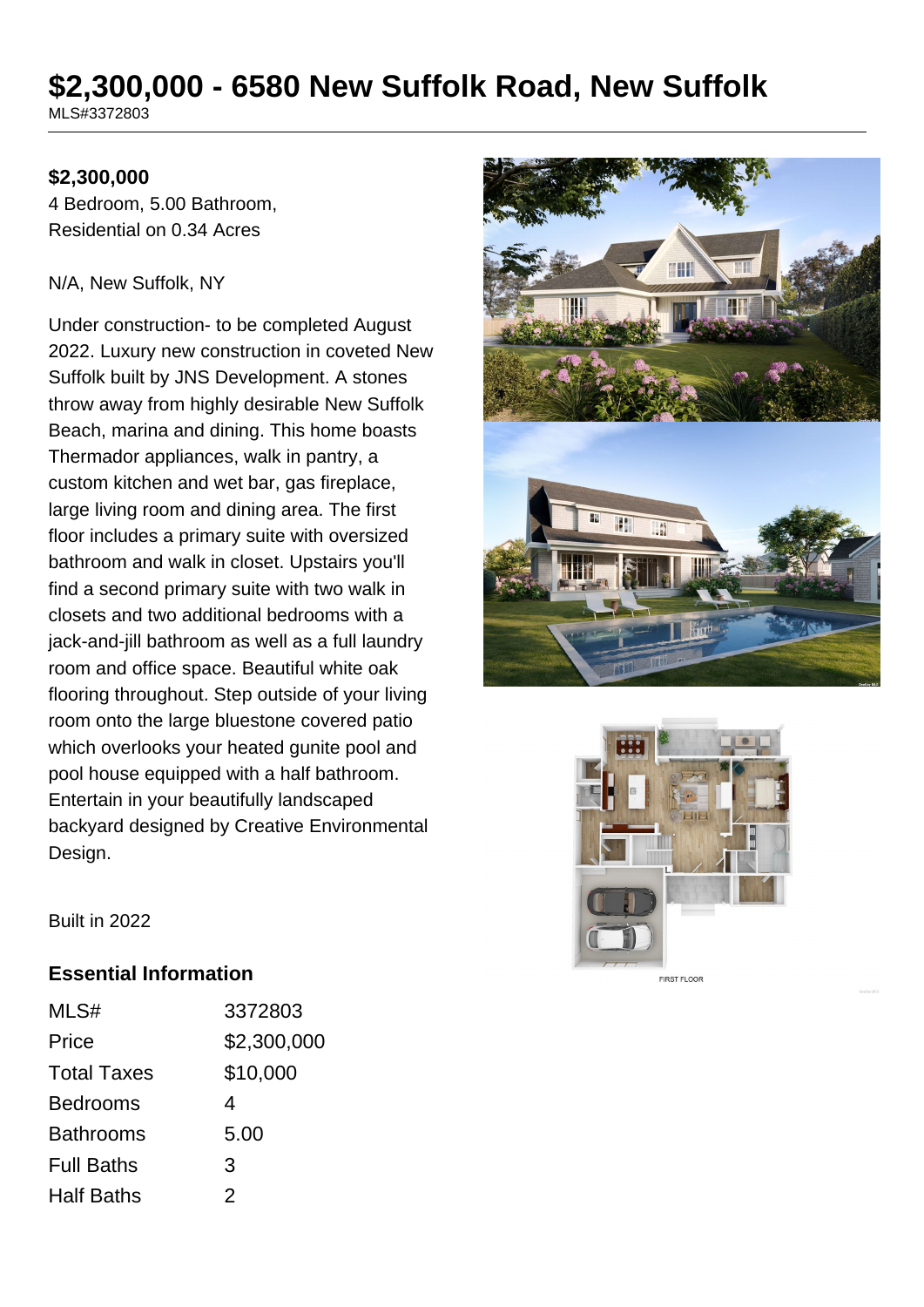# $2,300,000 - 6580 New Suffolk Road, New Suffolk

MLS#3372803

**$2,300,000**

4 Bedroom, 5.00 Bathroom,
Residential on 0.34 Acres

N/A, New Suffolk, NY

Under construction- to be completed August 2022. Luxury new construction in coveted New Suffolk built by JNS Development. A stones throw away from highly desirable New Suffolk Beach, marina and dining. This home boasts Thermador appliances, walk in pantry, a custom kitchen and wet bar, gas fireplace, large living room and dining area. The first floor includes a primary suite with oversized bathroom and walk in closet. Upstairs you'll find a second primary suite with two walk in closets and two additional bedrooms with a jack-and-jill bathroom as well as a full laundry room and office space. Beautiful white oak flooring throughout. Step outside of your living room onto the large bluestone covered patio which overlooks your heated gunite pool and pool house equipped with a half bathroom. Entertain in your beautifully landscaped backyard designed by Creative Environmental Design.

Built in 2022

## Essential Information

| | |
|---|---|
| MLS# | 3372803 |
| Price | $2,300,000 |
| Total Taxes | $10,000 |
| Bedrooms | 4 |
| Bathrooms | 5.00 |
| Full Baths | 3 |
| Half Baths | 2 |

FIRST FLOOR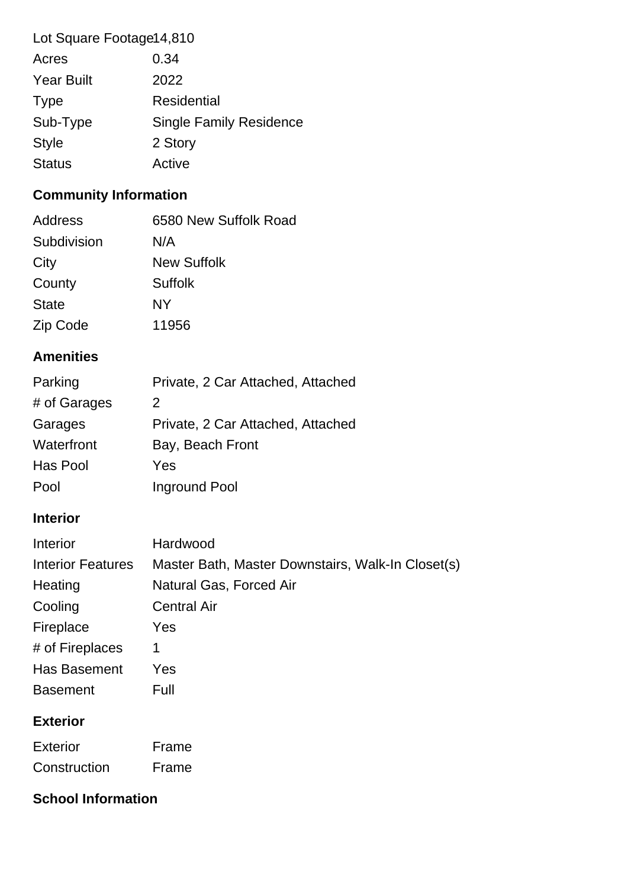| | |
|---|---|
| Lot Square Footage | 14,810 |
| Acres | 0.34 |
| Year Built | 2022 |
| Type | Residential |
| Sub-Type | Single Family Residence |
| Style | 2 Story |
| Status | Active |

## Community Information

| | |
|---|---|
| Address | 6580 New Suffolk Road |
| Subdivision | N/A |
| City | New Suffolk |
| County | Suffolk |
| State | NY |
| Zip Code | 11956 |

## Amenities

| | |
|---|---|
| Parking | Private, 2 Car Attached, Attached |
| # of Garages | 2 |
| Garages | Private, 2 Car Attached, Attached |
| Waterfront | Bay, Beach Front |
| Has Pool | Yes |
| Pool | Inground Pool |

## Interior

| | |
|---|---|
| Interior | Hardwood |
| Interior Features | Master Bath, Master Downstairs, Walk-In Closet(s) |
| Heating | Natural Gas, Forced Air |
| Cooling | Central Air |
| Fireplace | Yes |
| # of Fireplaces | 1 |
| Has Basement | Yes |
| Basement | Full |

## Exterior

| | |
|---|---|
| Exterior | Frame |
| Construction | Frame |

## School Information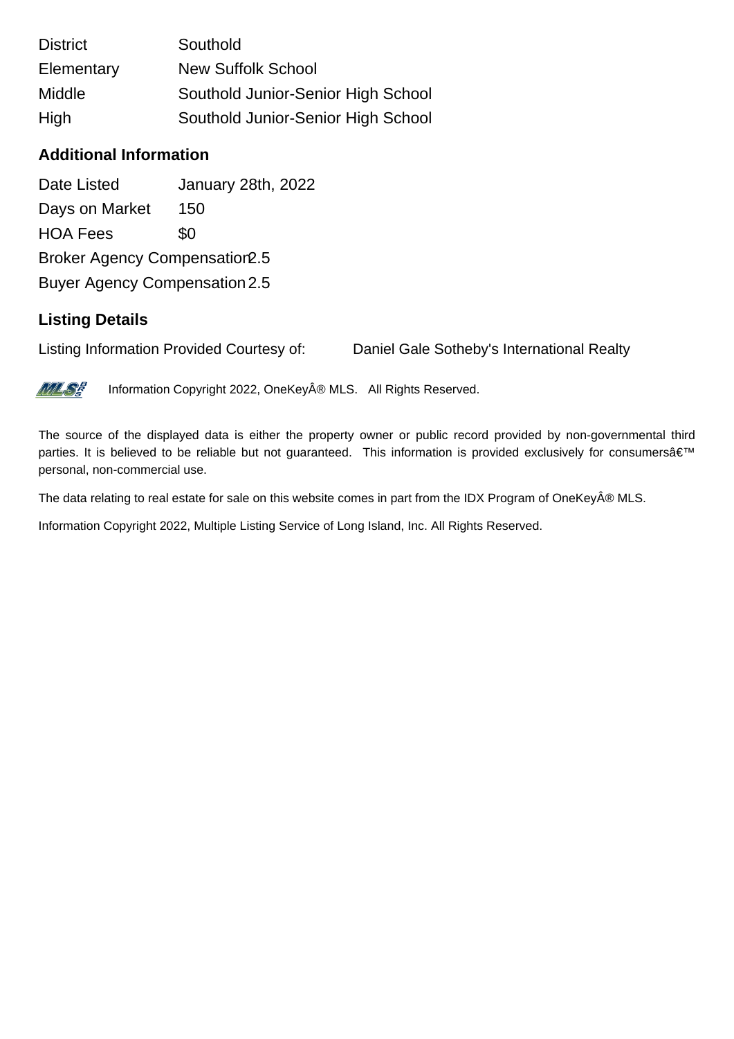| | |
|---|---|
| District | Southold |
| Elementary | New Suffolk School |
| Middle | Southold Junior-Senior High School |
| High | Southold Junior-Senior High School |

## Additional Information

| | |
|---|---|
| Date Listed | January 28th, 2022 |
| Days on Market | 150 |
| HOA Fees | $0 |
| Broker Agency Compensation | 2.5 |
| Buyer Agency Compensation | 2.5 |

## Listing Details

Listing Information Provided Courtesy of: Daniel Gale Sotheby's International Realty

Information Copyright 2022, OneKeyÂ® MLS. All Rights Reserved.

The source of the displayed data is either the property owner or public record provided by non-governmental third parties. It is believed to be reliable but not guaranteed. This information is provided exclusively for consumersâ€™ personal, non-commercial use.

The data relating to real estate for sale on this website comes in part from the IDX Program of OneKeyÂ® MLS.

Information Copyright 2022, Multiple Listing Service of Long Island, Inc. All Rights Reserved.